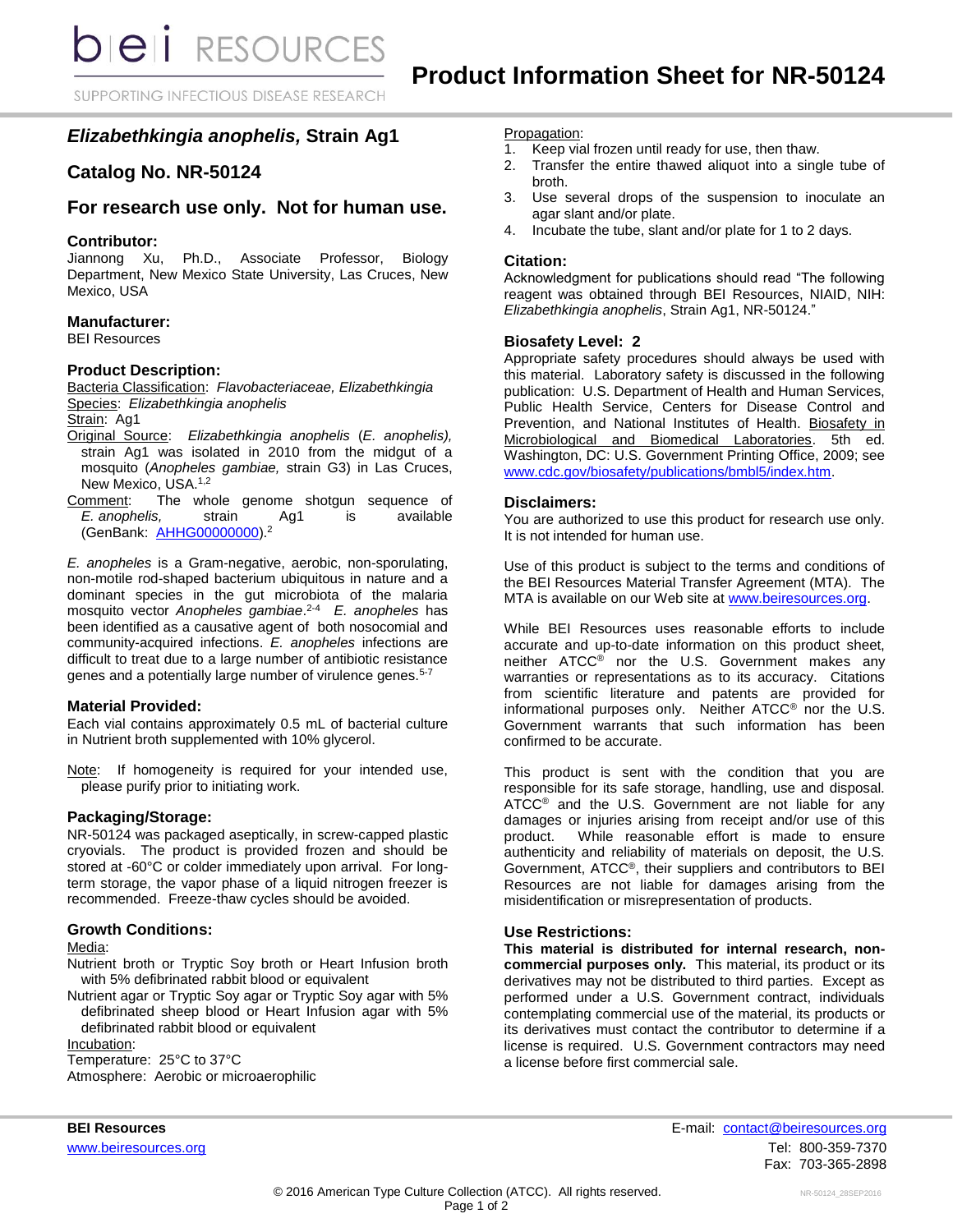# Product Information Sheet for NR-50124

## *Elizabethkingia anophelis,* Strain Ag1

## Catalog No. NR-50124

## For research use only. Not for human use.

### Contributor:

Jiannong Xu, Ph.D., Associate Professor, Biology Department, New Mexico State University, Las Cruces, New Mexico, USA

### Manufacturer:

BEI Resources

### Product Description:

Bacteria Classification: *Flavobacteriaceae, Elizabethkingia*
Species: *Elizabethkingia anophelis*
Strain: Ag1
Original Source: *Elizabethkingia anophelis* (*E. anophelis),* strain Ag1 was isolated in 2010 from the midgut of a mosquito (*Anopheles gambiae,* strain G3) in Las Cruces, New Mexico, USA.[1,2]
Comment: The whole genome shotgun sequence of *E. anophelis,* strain Ag1 is available (GenBank: AHHG00000000).[2]

*E. anopheles* is a Gram-negative, aerobic, non-sporulating, non-motile rod-shaped bacterium ubiquitous in nature and a dominant species in the gut microbiota of the malaria mosquito vector *Anopheles gambiae*.[2-4] *E. anopheles* has been identified as a causative agent of both nosocomial and community-acquired infections. *E. anopheles* infections are difficult to treat due to a large number of antibiotic resistance genes and a potentially large number of virulence genes.[5-7]

### Material Provided:

Each vial contains approximately 0.5 mL of bacterial culture in Nutrient broth supplemented with 10% glycerol.

Note: If homogeneity is required for your intended use, please purify prior to initiating work.

### Packaging/Storage:

NR-50124 was packaged aseptically, in screw-capped plastic cryovials. The product is provided frozen and should be stored at -60°C or colder immediately upon arrival. For long-term storage, the vapor phase of a liquid nitrogen freezer is recommended. Freeze-thaw cycles should be avoided.

### Growth Conditions:

Media:
Nutrient broth or Tryptic Soy broth or Heart Infusion broth with 5% defibrinated rabbit blood or equivalent
Nutrient agar or Tryptic Soy agar or Tryptic Soy agar with 5% defibrinated sheep blood or Heart Infusion agar with 5% defibrinated rabbit blood or equivalent
Incubation:
Temperature: 25°C to 37°C
Atmosphere: Aerobic or microaerophilic

Propagation:

1. Keep vial frozen until ready for use, then thaw.
2. Transfer the entire thawed aliquot into a single tube of broth.
3. Use several drops of the suspension to inoculate an agar slant and/or plate.
4. Incubate the tube, slant and/or plate for 1 to 2 days.

### Citation:

Acknowledgment for publications should read "The following reagent was obtained through BEI Resources, NIAID, NIH: *Elizabethkingia anophelis*, Strain Ag1, NR-50124."

### Biosafety Level: 2

Appropriate safety procedures should always be used with this material. Laboratory safety is discussed in the following publication: U.S. Department of Health and Human Services, Public Health Service, Centers for Disease Control and Prevention, and National Institutes of Health. Biosafety in Microbiological and Biomedical Laboratories. 5th ed. Washington, DC: U.S. Government Printing Office, 2009; see www.cdc.gov/biosafety/publications/bmbl5/index.htm.

### Disclaimers:

You are authorized to use this product for research use only. It is not intended for human use.

Use of this product is subject to the terms and conditions of the BEI Resources Material Transfer Agreement (MTA). The MTA is available on our Web site at www.beiresources.org.

While BEI Resources uses reasonable efforts to include accurate and up-to-date information on this product sheet, neither ATCC® nor the U.S. Government makes any warranties or representations as to its accuracy. Citations from scientific literature and patents are provided for informational purposes only. Neither ATCC® nor the U.S. Government warrants that such information has been confirmed to be accurate.

This product is sent with the condition that you are responsible for its safe storage, handling, use and disposal. ATCC® and the U.S. Government are not liable for any damages or injuries arising from receipt and/or use of this product. While reasonable effort is made to ensure authenticity and reliability of materials on deposit, the U.S. Government, ATCC®, their suppliers and contributors to BEI Resources are not liable for damages arising from the misidentification or misrepresentation of products.

### Use Restrictions:

**This material is distributed for internal research, non-commercial purposes only.** This material, its product or its derivatives may not be distributed to third parties. Except as performed under a U.S. Government contract, individuals contemplating commercial use of the material, its products or its derivatives must contact the contributor to determine if a license is required. U.S. Government contractors may need a license before first commercial sale.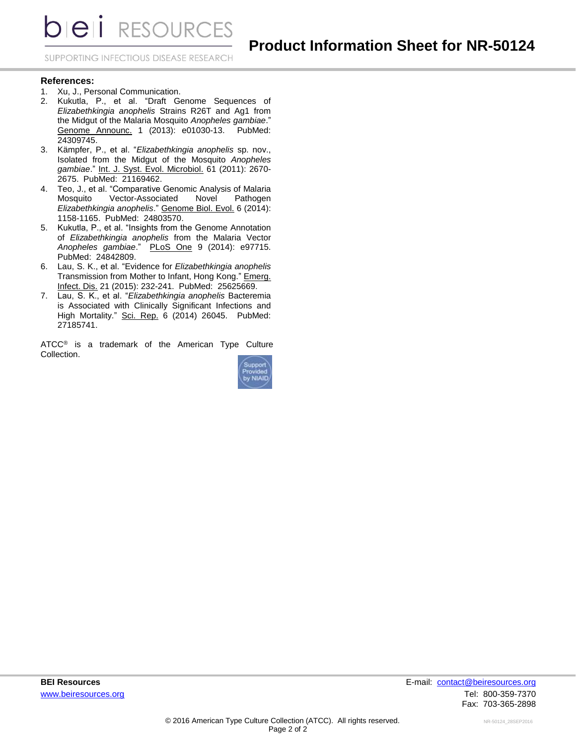## References:

1. Xu, J., Personal Communication.
2. Kukutla, P., et al. "Draft Genome Sequences of *Elizabethkingia anophelis* Strains R26T and Ag1 from the Midgut of the Malaria Mosquito *Anopheles gambiae*." Genome Announc. 1 (2013): e01030-13. PubMed: 24309745.
3. Kämpfer, P., et al. "*Elizabethkingia anophelis* sp. nov., Isolated from the Midgut of the Mosquito *Anopheles gambiae*." Int. J. Syst. Evol. Microbiol. 61 (2011): 2670-2675. PubMed: 21169462.
4. Teo, J., et al. "Comparative Genomic Analysis of Malaria Mosquito Vector-Associated Novel Pathogen *Elizabethkingia anophelis*." Genome Biol. Evol. 6 (2014): 1158-1165. PubMed: 24803570.
5. Kukutla, P., et al. "Insights from the Genome Annotation of *Elizabethkingia anophelis* from the Malaria Vector *Anopheles gambiae*." PLoS One 9 (2014): e97715. PubMed: 24842809.
6. Lau, S. K., et al. "Evidence for *Elizabethkingia anophelis* Transmission from Mother to Infant, Hong Kong." Emerg. Infect. Dis. 21 (2015): 232-241. PubMed: 25625669.
7. Lau, S. K., et al. "*Elizabethkingia anophelis* Bacteremia is Associated with Clinically Significant Infections and High Mortality." Sci. Rep. 6 (2014) 26045. PubMed: 27185741.

ATCC® is a trademark of the American Type Culture Collection.

Support Provided by NIAID